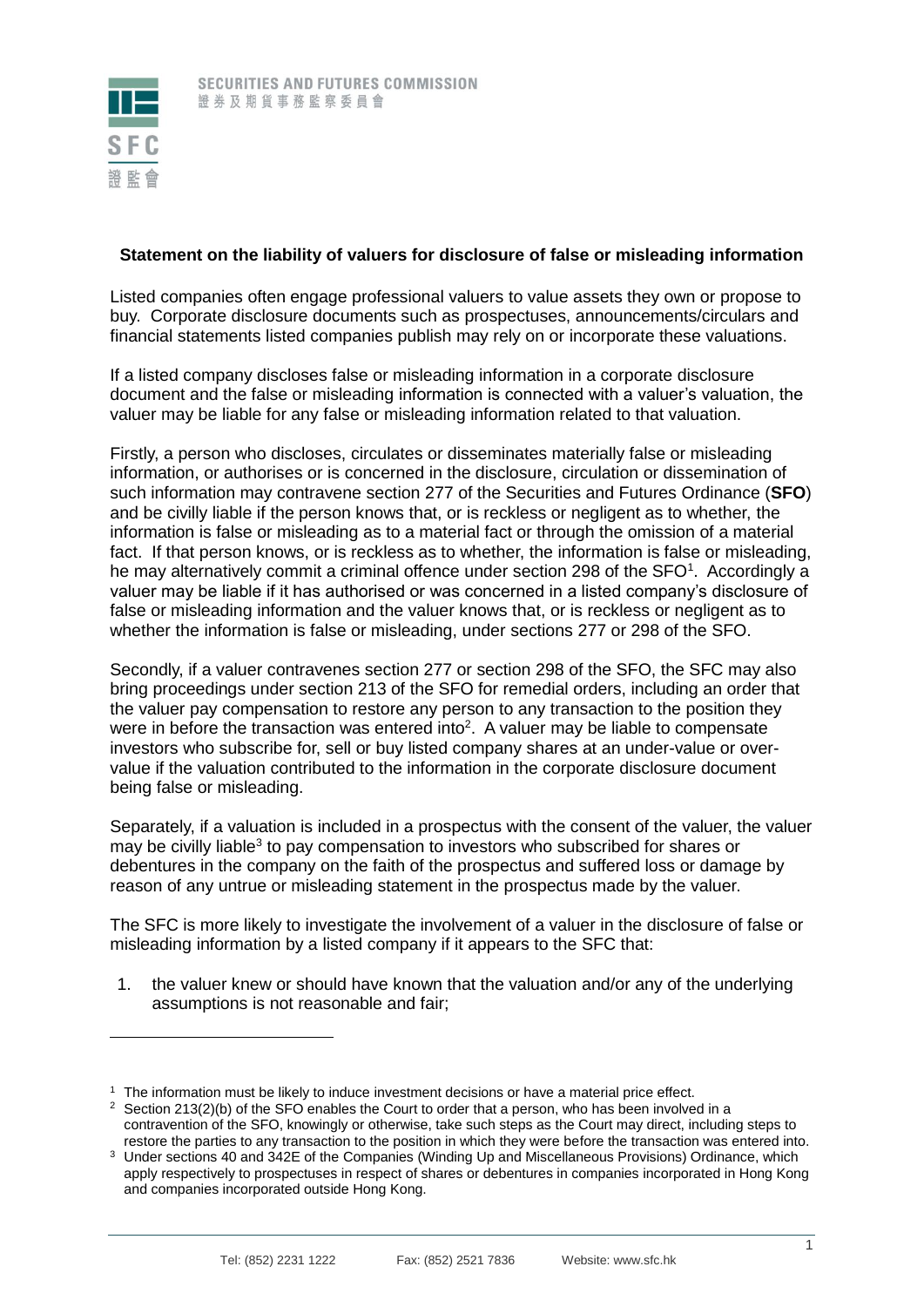**Statement on the liability of valuers for disclosure of false or misleading information**

Listed companies often engage professional valuers to value assets they own or propose to buy. Corporate disclosure documents such as prospectuses, announcements/circulars and financial statements listed companies publish may rely on or incorporate these valuations.

If a listed company discloses false or misleading information in a corporate disclosure document and the false or misleading information is connected with a valuer's valuation, the valuer may be liable for any false or misleading information related to that valuation.

Firstly, a person who discloses, circulates or disseminates materially false or misleading information, or authorises or is concerned in the disclosure, circulation or dissemination of such information may contravene section 277 of the Securities and Futures Ordinance (**SFO**) and be civilly liable if the person knows that, or is reckless or negligent as to whether, the information is false or misleading as to a material fact or through the omission of a material fact. If that person knows, or is reckless as to whether, the information is false or misleading, he may alternatively commit a criminal offence under section 298 of the SFO[1]. Accordingly a valuer may be liable if it has authorised or was concerned in a listed company's disclosure of false or misleading information and the valuer knows that, or is reckless or negligent as to whether the information is false or misleading, under sections 277 or 298 of the SFO.

Secondly, if a valuer contravenes section 277 or section 298 of the SFO, the SFC may also bring proceedings under section 213 of the SFO for remedial orders, including an order that the valuer pay compensation to restore any person to any transaction to the position they were in before the transaction was entered into[2]. A valuer may be liable to compensate investors who subscribe for, sell or buy listed company shares at an under-value or over-value if the valuation contributed to the information in the corporate disclosure document being false or misleading.

Separately, if a valuation is included in a prospectus with the consent of the valuer, the valuer may be civilly liable[3] to pay compensation to investors who subscribed for shares or debentures in the company on the faith of the prospectus and suffered loss or damage by reason of any untrue or misleading statement in the prospectus made by the valuer.

The SFC is more likely to investigate the involvement of a valuer in the disclosure of false or misleading information by a listed company if it appears to the SFC that:

1. the valuer knew or should have known that the valuation and/or any of the underlying assumptions is not reasonable and fair;

---

[1] The information must be likely to induce investment decisions or have a material price effect.

[2] Section 213(2)(b) of the SFO enables the Court to order that a person, who has been involved in a contravention of the SFO, knowingly or otherwise, take such steps as the Court may direct, including steps to restore the parties to any transaction to the position in which they were before the transaction was entered into.

[3] Under sections 40 and 342E of the Companies (Winding Up and Miscellaneous Provisions) Ordinance, which apply respectively to prospectuses in respect of shares or debentures in companies incorporated in Hong Kong and companies incorporated outside Hong Kong.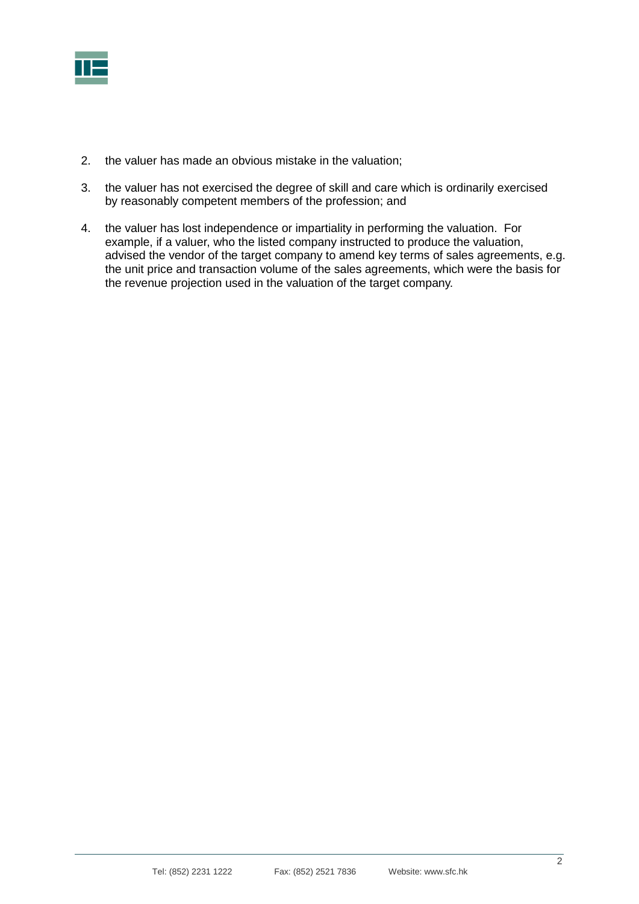2. the valuer has made an obvious mistake in the valuation;

3. the valuer has not exercised the degree of skill and care which is ordinarily exercised by reasonably competent members of the profession; and

4. the valuer has lost independence or impartiality in performing the valuation. For example, if a valuer, who the listed company instructed to produce the valuation, advised the vendor of the target company to amend key terms of sales agreements, e.g. the unit price and transaction volume of the sales agreements, which were the basis for the revenue projection used in the valuation of the target company.